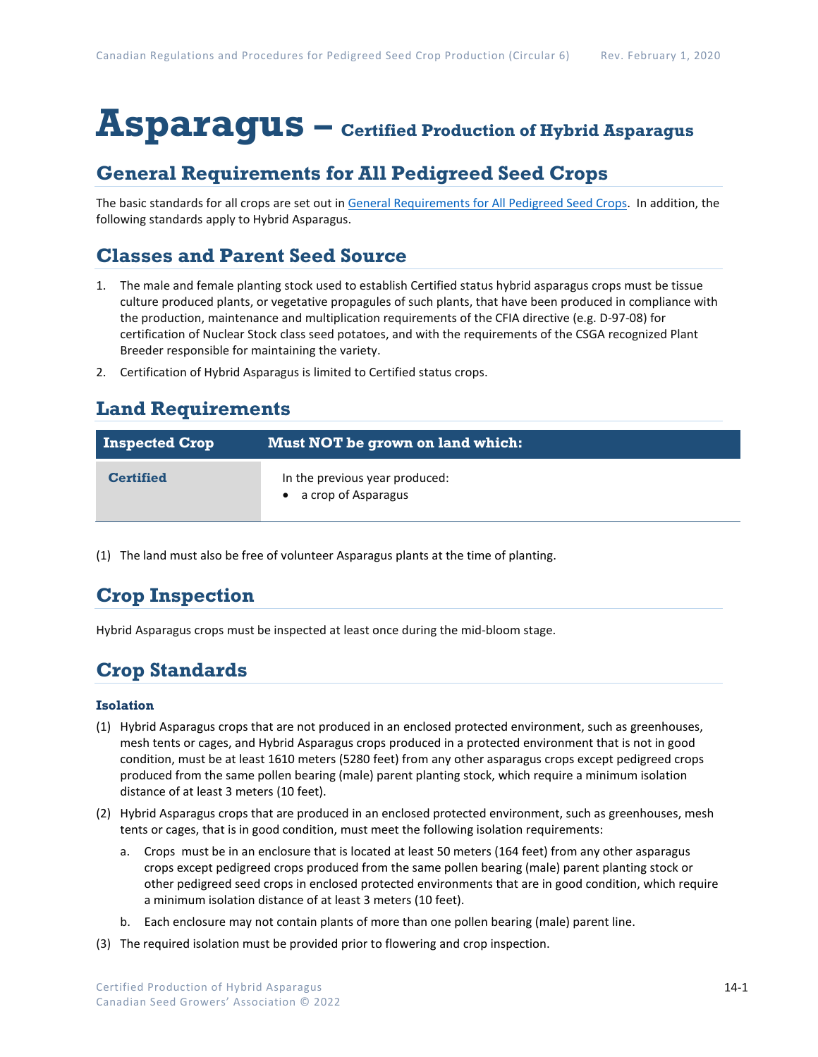# Asparagus – Certified Production of Hybrid Asparagus

## General Requirements for All Pedigreed Seed Crops

The basic standards for all crops are set out in General Requirements for All Pedigreed Seed Crops. In addition, the following standards apply to Hybrid Asparagus.

## Classes and Parent Seed Source

1. The male and female planting stock used to establish Certified status hybrid asparagus crops must be tissue culture produced plants, or vegetative propagules of such plants, that have been produced in compliance with the production, maintenance and multiplication requirements of the CFIA directive (e.g. D-97-08) for certification of Nuclear Stock class seed potatoes, and with the requirements of the CSGA recognized Plant Breeder responsible for maintaining the variety.
2. Certification of Hybrid Asparagus is limited to Certified status crops.

## Land Requirements

| Inspected Crop | Must NOT be grown on land which: |
|---|---|
| **Certified** | In the previous year produced:<br>• a crop of Asparagus |

(1) The land must also be free of volunteer Asparagus plants at the time of planting.

## Crop Inspection

Hybrid Asparagus crops must be inspected at least once during the mid-bloom stage.

## Crop Standards

### Isolation

(1) Hybrid Asparagus crops that are not produced in an enclosed protected environment, such as greenhouses, mesh tents or cages, and Hybrid Asparagus crops produced in a protected environment that is not in good condition, must be at least 1610 meters (5280 feet) from any other asparagus crops except pedigreed crops produced from the same pollen bearing (male) parent planting stock, which require a minimum isolation distance of at least 3 meters (10 feet).

(2) Hybrid Asparagus crops that are produced in an enclosed protected environment, such as greenhouses, mesh tents or cages, that is in good condition, must meet the following isolation requirements:

   a. Crops must be in an enclosure that is located at least 50 meters (164 feet) from any other asparagus crops except pedigreed crops produced from the same pollen bearing (male) parent planting stock or other pedigreed seed crops in enclosed protected environments that are in good condition, which require a minimum isolation distance of at least 3 meters (10 feet).

   b. Each enclosure may not contain plants of more than one pollen bearing (male) parent line.

(3) The required isolation must be provided prior to flowering and crop inspection.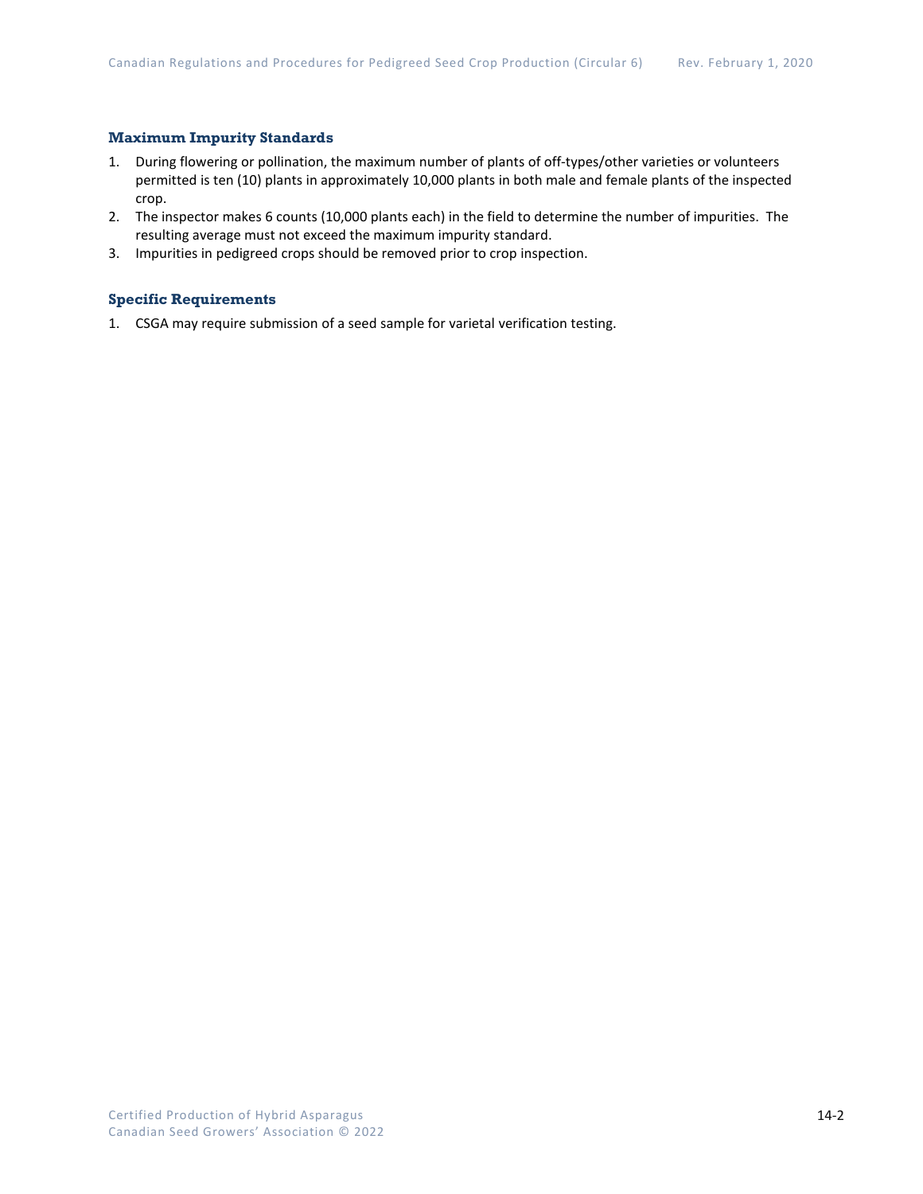### Maximum Impurity Standards

1. During flowering or pollination, the maximum number of plants of off-types/other varieties or volunteers permitted is ten (10) plants in approximately 10,000 plants in both male and female plants of the inspected crop.
2. The inspector makes 6 counts (10,000 plants each) in the field to determine the number of impurities. The resulting average must not exceed the maximum impurity standard.
3. Impurities in pedigreed crops should be removed prior to crop inspection.

### Specific Requirements

1. CSGA may require submission of a seed sample for varietal verification testing.